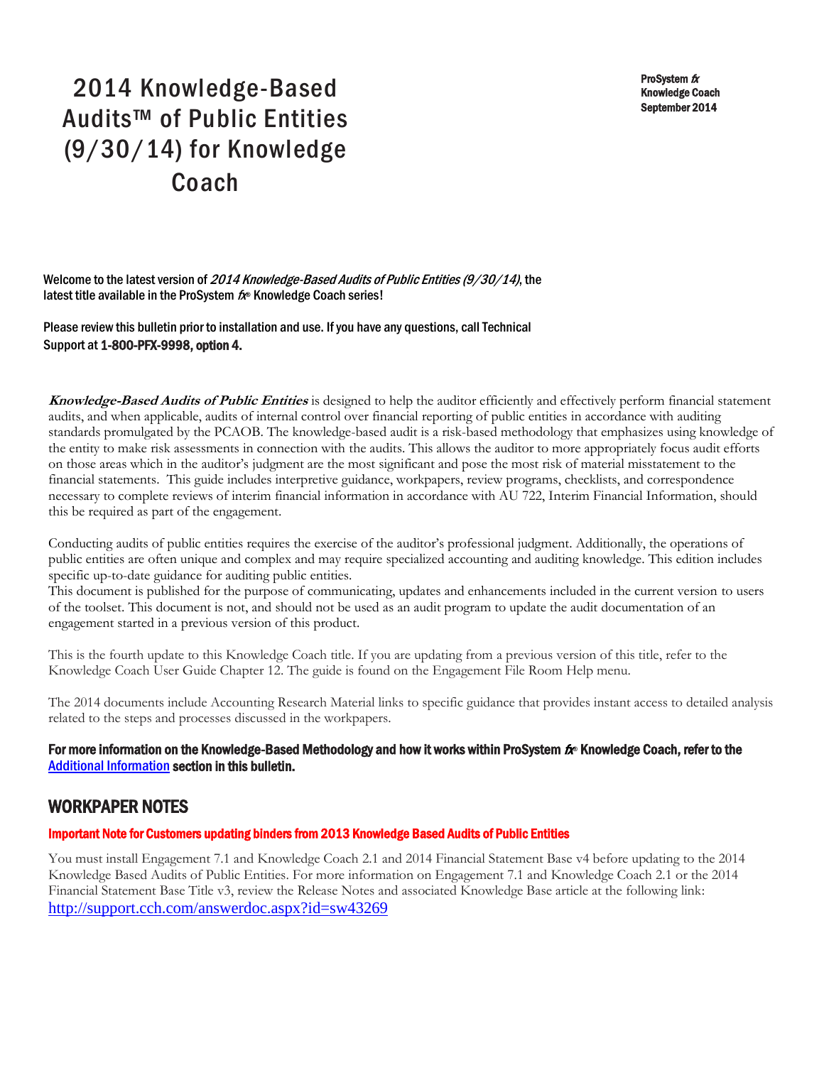# 2014 Knowledge-Based Audits™ of Public Entities (9/30/14) for Knowledge Coach

**ProSystem *fx***
**Knowledge Coach**
**September 2014**

Welcome to the latest version of *2014 Knowledge-Based Audits of Public Entities (9/30/14)*, the latest title available in the ProSystem *fx*® Knowledge Coach series!

Please review this bulletin prior to installation and use. If you have any questions, call Technical Support at **1-800-PFX-9998, option 4.**

***Knowledge-Based Audits of Public Entities*** is designed to help the auditor efficiently and effectively perform financial statement audits, and when applicable, audits of internal control over financial reporting of public entities in accordance with auditing standards promulgated by the PCAOB. The knowledge-based audit is a risk-based methodology that emphasizes using knowledge of the entity to make risk assessments in connection with the audits. This allows the auditor to more appropriately focus audit efforts on those areas which in the auditor's judgment are the most significant and pose the most risk of material misstatement to the financial statements. This guide includes interpretive guidance, workpapers, review programs, checklists, and correspondence necessary to complete reviews of interim financial information in accordance with AU 722, Interim Financial Information, should this be required as part of the engagement.

Conducting audits of public entities requires the exercise of the auditor's professional judgment. Additionally, the operations of public entities are often unique and complex and may require specialized accounting and auditing knowledge. This edition includes specific up-to-date guidance for auditing public entities.
This document is published for the purpose of communicating, updates and enhancements included in the current version to users of the toolset. This document is not, and should not be used as an audit program to update the audit documentation of an engagement started in a previous version of this product.

This is the fourth update to this Knowledge Coach title. If you are updating from a previous version of this title, refer to the Knowledge Coach User Guide Chapter 12. The guide is found on the Engagement File Room Help menu.

The 2014 documents include Accounting Research Material links to specific guidance that provides instant access to detailed analysis related to the steps and processes discussed in the workpapers.

**For more information on the Knowledge-Based Methodology and how it works within ProSystem *fx*® Knowledge Coach, refer to the Additional Information section in this bulletin.**

## WORKPAPER NOTES

### Important Note for Customers updating binders from 2013 Knowledge Based Audits of Public Entities

You must install Engagement 7.1 and Knowledge Coach 2.1 and 2014 Financial Statement Base v4 before updating to the 2014 Knowledge Based Audits of Public Entities. For more information on Engagement 7.1 and Knowledge Coach 2.1 or the 2014 Financial Statement Base Title v3, review the Release Notes and associated Knowledge Base article at the following link:
http://support.cch.com/answerdoc.aspx?id=sw43269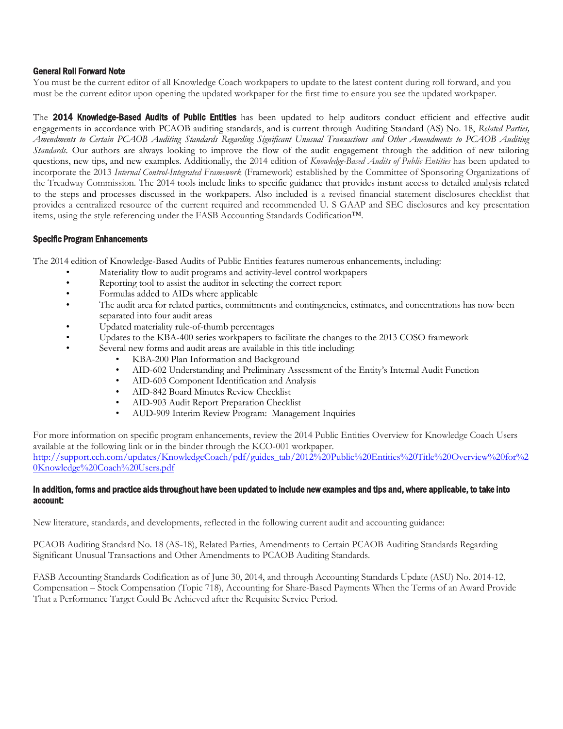### General Roll Forward Note

You must be the current editor of all Knowledge Coach workpapers to update to the latest content during roll forward, and you must be the current editor upon opening the updated workpaper for the first time to ensure you see the updated workpaper.

The **2014 Knowledge-Based Audits of Public Entities** has been updated to help auditors conduct efficient and effective audit engagements in accordance with PCAOB auditing standards, and is current through Auditing Standard (AS) No. 18, *Related Parties, Amendments to Certain PCAOB Auditing Standards Regarding Significant Unusual Transactions and Other Amendments to PCAOB Auditing Standards*. Our authors are always looking to improve the flow of the audit engagement through the addition of new tailoring questions, new tips, and new examples. Additionally, the 2014 edition of *Knowledge-Based Audits of Public Entities* has been updated to incorporate the 2013 *Internal Control-Integrated Framework* (Framework) established by the Committee of Sponsoring Organizations of the Treadway Commission. The 2014 tools include links to specific guidance that provides instant access to detailed analysis related to the steps and processes discussed in the workpapers. Also included is a revised financial statement disclosures checklist that provides a centralized resource of the current required and recommended U. S GAAP and SEC disclosures and key presentation items, using the style referencing under the FASB Accounting Standards Codification™.

### Specific Program Enhancements

The 2014 edition of Knowledge-Based Audits of Public Entities features numerous enhancements, including:

- Materiality flow to audit programs and activity-level control workpapers
- Reporting tool to assist the auditor in selecting the correct report
- Formulas added to AIDs where applicable
- The audit area for related parties, commitments and contingencies, estimates, and concentrations has now been separated into four audit areas
- Updated materiality rule-of-thumb percentages
- Updates to the KBA-400 series workpapers to facilitate the changes to the 2013 COSO framework
- Several new forms and audit areas are available in this title including:
  - KBA-200 Plan Information and Background
  - AID-602 Understanding and Preliminary Assessment of the Entity's Internal Audit Function
  - AID-603 Component Identification and Analysis
  - AID-842 Board Minutes Review Checklist
  - AID-903 Audit Report Preparation Checklist
  - AUD-909 Interim Review Program: Management Inquiries

For more information on specific program enhancements, review the 2014 Public Entities Overview for Knowledge Coach Users available at the following link or in the binder through the KCO-001 workpaper.
[http://support.cch.com/updates/KnowledgeCoach/pdf/guides_tab/2012%20Public%20Entities%20Title%20Overview%20for%20Knowledge%20Coach%20Users.pdf](http://support.cch.com/updates/KnowledgeCoach/pdf/guides_tab/2012%20Public%20Entities%20Title%20Overview%20for%20Knowledge%20Coach%20Users.pdf)

### In addition, forms and practice aids throughout have been updated to include new examples and tips and, where applicable, to take into account:

New literature, standards, and developments, reflected in the following current audit and accounting guidance:

PCAOB Auditing Standard No. 18 (AS-18), Related Parties, Amendments to Certain PCAOB Auditing Standards Regarding Significant Unusual Transactions and Other Amendments to PCAOB Auditing Standards.

FASB Accounting Standards Codification as of June 30, 2014, and through Accounting Standards Update (ASU) No. 2014-12, Compensation – Stock Compensation (Topic 718), Accounting for Share-Based Payments When the Terms of an Award Provide That a Performance Target Could Be Achieved after the Requisite Service Period.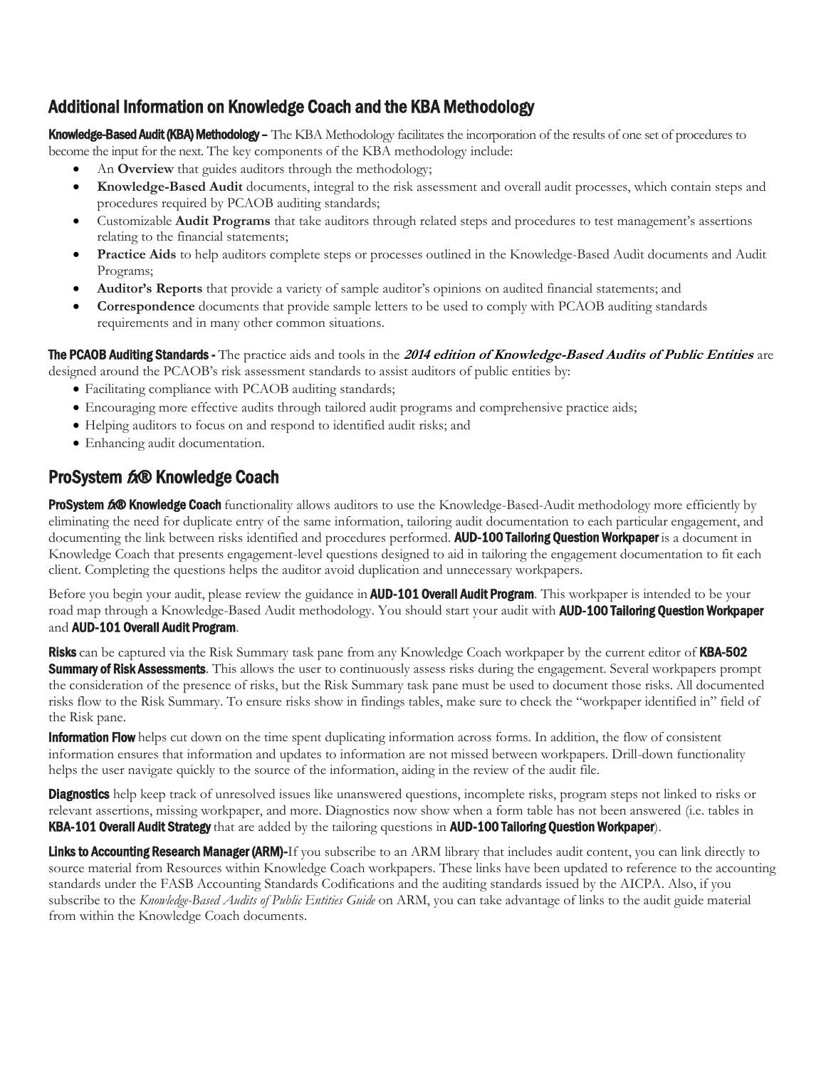## Additional Information on Knowledge Coach and the KBA Methodology

**Knowledge-Based Audit (KBA) Methodology** – The KBA Methodology facilitates the incorporation of the results of one set of procedures to become the input for the next. The key components of the KBA methodology include:

- An **Overview** that guides auditors through the methodology;
- **Knowledge-Based Audit** documents, integral to the risk assessment and overall audit processes, which contain steps and procedures required by PCAOB auditing standards;
- Customizable **Audit Programs** that take auditors through related steps and procedures to test management's assertions relating to the financial statements;
- **Practice Aids** to help auditors complete steps or processes outlined in the Knowledge-Based Audit documents and Audit Programs;
- **Auditor's Reports** that provide a variety of sample auditor's opinions on audited financial statements; and
- **Correspondence** documents that provide sample letters to be used to comply with PCAOB auditing standards requirements and in many other common situations.

**The PCAOB Auditing Standards -** The practice aids and tools in the ***2014 edition of Knowledge-Based Audits of Public Entities*** are designed around the PCAOB's risk assessment standards to assist auditors of public entities by:

- Facilitating compliance with PCAOB auditing standards;
- Encouraging more effective audits through tailored audit programs and comprehensive practice aids;
- Helping auditors to focus on and respond to identified audit risks; and
- Enhancing audit documentation.

## ProSystem *fx*® Knowledge Coach

**ProSystem *fx*® Knowledge Coach** functionality allows auditors to use the Knowledge-Based-Audit methodology more efficiently by eliminating the need for duplicate entry of the same information, tailoring audit documentation to each particular engagement, and documenting the link between risks identified and procedures performed. **AUD-100 Tailoring Question Workpaper** is a document in Knowledge Coach that presents engagement-level questions designed to aid in tailoring the engagement documentation to fit each client. Completing the questions helps the auditor avoid duplication and unnecessary workpapers.

Before you begin your audit, please review the guidance in **AUD-101 Overall Audit Program**. This workpaper is intended to be your road map through a Knowledge-Based Audit methodology. You should start your audit with **AUD-100 Tailoring Question Workpaper** and **AUD-101 Overall Audit Program**.

**Risks** can be captured via the Risk Summary task pane from any Knowledge Coach workpaper by the current editor of **KBA-502 Summary of Risk Assessments**. This allows the user to continuously assess risks during the engagement. Several workpapers prompt the consideration of the presence of risks, but the Risk Summary task pane must be used to document those risks. All documented risks flow to the Risk Summary. To ensure risks show in findings tables, make sure to check the "workpaper identified in" field of the Risk pane.

**Information Flow** helps cut down on the time spent duplicating information across forms. In addition, the flow of consistent information ensures that information and updates to information are not missed between workpapers. Drill-down functionality helps the user navigate quickly to the source of the information, aiding in the review of the audit file.

**Diagnostics** help keep track of unresolved issues like unanswered questions, incomplete risks, program steps not linked to risks or relevant assertions, missing workpaper, and more. Diagnostics now show when a form table has not been answered (i.e. tables in **KBA-101 Overall Audit Strategy** that are added by the tailoring questions in **AUD-100 Tailoring Question Workpaper**).

**Links to Accounting Research Manager (ARM)-**If you subscribe to an ARM library that includes audit content, you can link directly to source material from Resources within Knowledge Coach workpapers. These links have been updated to reference to the accounting standards under the FASB Accounting Standards Codifications and the auditing standards issued by the AICPA. Also, if you subscribe to the *Knowledge-Based Audits of Public Entities Guide* on ARM, you can take advantage of links to the audit guide material from within the Knowledge Coach documents.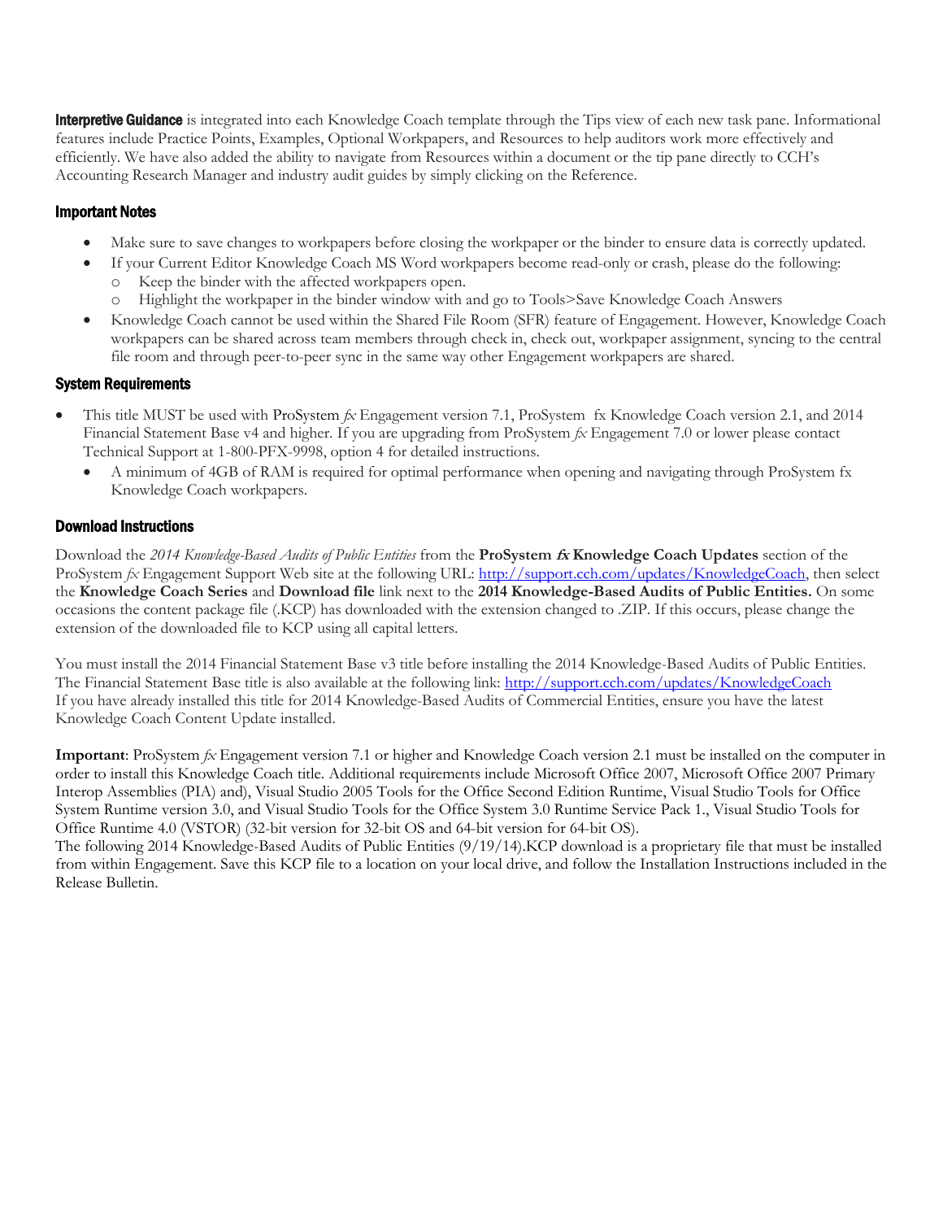**Interpretive Guidance** is integrated into each Knowledge Coach template through the Tips view of each new task pane. Informational features include Practice Points, Examples, Optional Workpapers, and Resources to help auditors work more effectively and efficiently. We have also added the ability to navigate from Resources within a document or the tip pane directly to CCH's Accounting Research Manager and industry audit guides by simply clicking on the Reference.

### Important Notes

- Make sure to save changes to workpapers before closing the workpaper or the binder to ensure data is correctly updated.
- If your Current Editor Knowledge Coach MS Word workpapers become read-only or crash, please do the following:
  - Keep the binder with the affected workpapers open.
  - Highlight the workpaper in the binder window with and go to Tools>Save Knowledge Coach Answers
- Knowledge Coach cannot be used within the Shared File Room (SFR) feature of Engagement. However, Knowledge Coach workpapers can be shared across team members through check in, check out, workpaper assignment, syncing to the central file room and through peer-to-peer sync in the same way other Engagement workpapers are shared.

### System Requirements

- This title MUST be used with ProSystem *fx* Engagement version 7.1, ProSystem fx Knowledge Coach version 2.1, and 2014 Financial Statement Base v4 and higher. If you are upgrading from ProSystem *fx* Engagement 7.0 or lower please contact Technical Support at 1-800-PFX-9998, option 4 for detailed instructions.
  - A minimum of 4GB of RAM is required for optimal performance when opening and navigating through ProSystem fx Knowledge Coach workpapers.

### Download Instructions

Download the *2014 Knowledge-Based Audits of Public Entities* from the **ProSystem *fx* Knowledge Coach Updates** section of the ProSystem *fx* Engagement Support Web site at the following URL: http://support.cch.com/updates/KnowledgeCoach, then select the **Knowledge Coach Series** and **Download file** link next to the **2014 Knowledge-Based Audits of Public Entities.** On some occasions the content package file (.KCP) has downloaded with the extension changed to .ZIP. If this occurs, please change the extension of the downloaded file to KCP using all capital letters.

You must install the 2014 Financial Statement Base v3 title before installing the 2014 Knowledge-Based Audits of Public Entities. The Financial Statement Base title is also available at the following link: http://support.cch.com/updates/KnowledgeCoach
If you have already installed this title for 2014 Knowledge-Based Audits of Commercial Entities, ensure you have the latest Knowledge Coach Content Update installed.

**Important**: ProSystem *fx* Engagement version 7.1 or higher and Knowledge Coach version 2.1 must be installed on the computer in order to install this Knowledge Coach title. Additional requirements include Microsoft Office 2007, Microsoft Office 2007 Primary Interop Assemblies (PIA) and), Visual Studio 2005 Tools for the Office Second Edition Runtime, Visual Studio Tools for Office System Runtime version 3.0, and Visual Studio Tools for the Office System 3.0 Runtime Service Pack 1., Visual Studio Tools for Office Runtime 4.0 (VSTOR) (32-bit version for 32-bit OS and 64-bit version for 64-bit OS).
The following 2014 Knowledge-Based Audits of Public Entities (9/19/14).KCP download is a proprietary file that must be installed from within Engagement. Save this KCP file to a location on your local drive, and follow the Installation Instructions included in the Release Bulletin.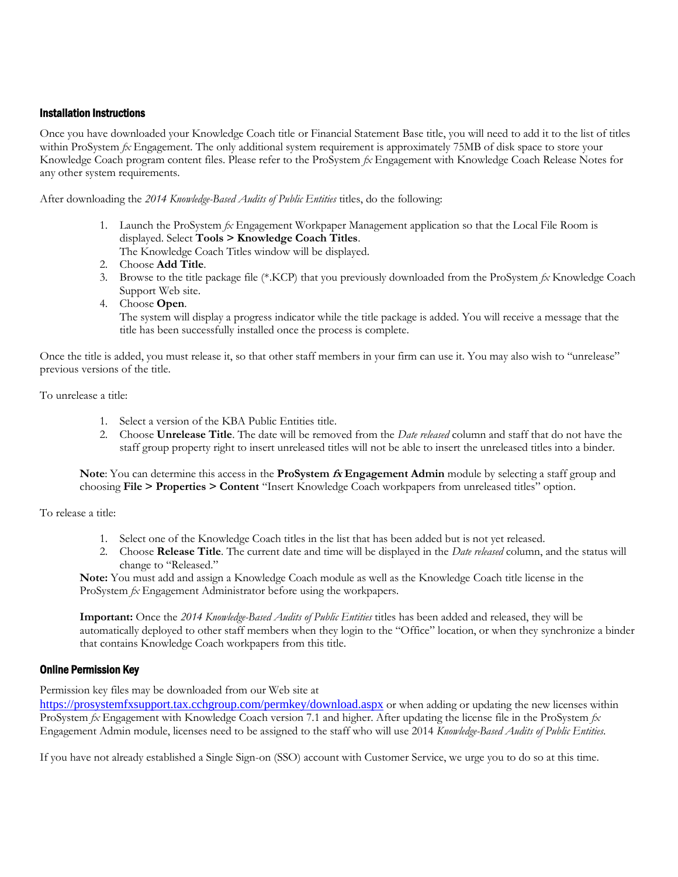## Installation Instructions

Once you have downloaded your Knowledge Coach title or Financial Statement Base title, you will need to add it to the list of titles within ProSystem *fx* Engagement. The only additional system requirement is approximately 75MB of disk space to store your Knowledge Coach program content files. Please refer to the ProSystem *fx* Engagement with Knowledge Coach Release Notes for any other system requirements.

After downloading the *2014 Knowledge-Based Audits of Public Entities* titles, do the following:

1. Launch the ProSystem *fx* Engagement Workpaper Management application so that the Local File Room is displayed. Select **Tools > Knowledge Coach Titles**.
   The Knowledge Coach Titles window will be displayed.
2. Choose **Add Title**.
3. Browse to the title package file (*.KCP) that you previously downloaded from the ProSystem *fx* Knowledge Coach Support Web site.
4. Choose **Open**.
   The system will display a progress indicator while the title package is added. You will receive a message that the title has been successfully installed once the process is complete.

Once the title is added, you must release it, so that other staff members in your firm can use it. You may also wish to "unrelease" previous versions of the title.

To unrelease a title:

1. Select a version of the KBA Public Entities title.
2. Choose **Unrelease Title**. The date will be removed from the *Date released* column and staff that do not have the staff group property right to insert unreleased titles will not be able to insert the unreleased titles into a binder.

**Note**: You can determine this access in the **ProSystem *fx* Engagement Admin** module by selecting a staff group and choosing **File > Properties > Content** "Insert Knowledge Coach workpapers from unreleased titles" option.

To release a title:

1. Select one of the Knowledge Coach titles in the list that has been added but is not yet released.
2. Choose **Release Title**. The current date and time will be displayed in the *Date released* column, and the status will change to "Released."

**Note:** You must add and assign a Knowledge Coach module as well as the Knowledge Coach title license in the ProSystem *fx* Engagement Administrator before using the workpapers.

**Important:** Once the *2014 Knowledge-Based Audits of Public Entities* titles has been added and released, they will be automatically deployed to other staff members when they login to the "Office" location, or when they synchronize a binder that contains Knowledge Coach workpapers from this title.

## Online Permission Key

Permission key files may be downloaded from our Web site at https://prosystemfxsupport.tax.cchgroup.com/permkey/download.aspx or when adding or updating the new licenses within ProSystem *fx* Engagement with Knowledge Coach version 7.1 and higher. After updating the license file in the ProSystem *fx* Engagement Admin module, licenses need to be assigned to the staff who will use 2014 *Knowledge-Based Audits of Public Entities*.

If you have not already established a Single Sign-on (SSO) account with Customer Service, we urge you to do so at this time.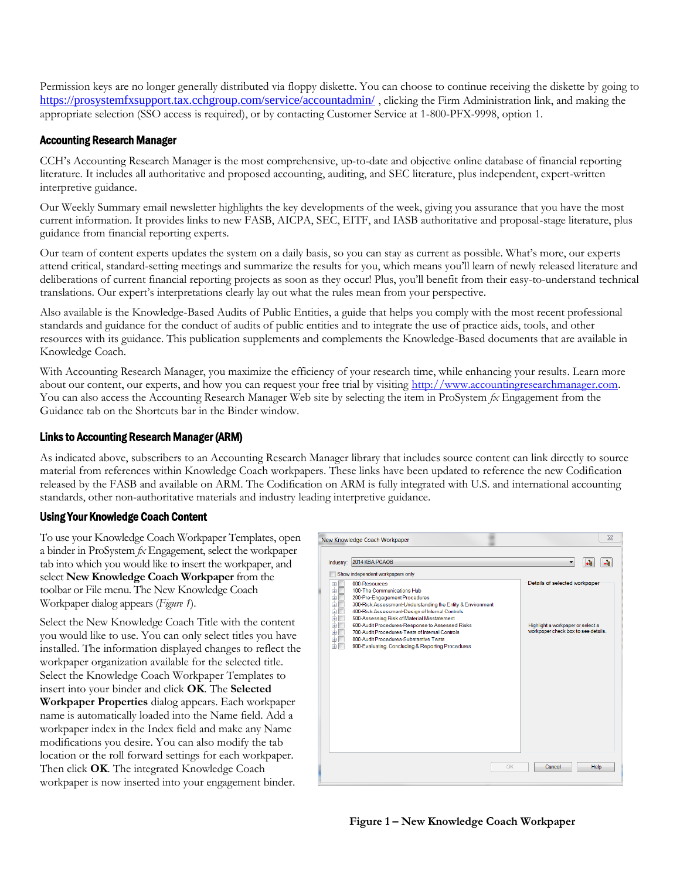Permission keys are no longer generally distributed via floppy diskette. You can choose to continue receiving the diskette by going to https://prosystemfxsupport.tax.cchgroup.com/service/accountadmin/ , clicking the Firm Administration link, and making the appropriate selection (SSO access is required), or by contacting Customer Service at 1-800-PFX-9998, option 1.

## Accounting Research Manager

CCH's Accounting Research Manager is the most comprehensive, up-to-date and objective online database of financial reporting literature. It includes all authoritative and proposed accounting, auditing, and SEC literature, plus independent, expert-written interpretive guidance.

Our Weekly Summary email newsletter highlights the key developments of the week, giving you assurance that you have the most current information. It provides links to new FASB, AICPA, SEC, EITF, and IASB authoritative and proposal-stage literature, plus guidance from financial reporting experts.

Our team of content experts updates the system on a daily basis, so you can stay as current as possible. What's more, our experts attend critical, standard-setting meetings and summarize the results for you, which means you'll learn of newly released literature and deliberations of current financial reporting projects as soon as they occur! Plus, you'll benefit from their easy-to-understand technical translations. Our expert's interpretations clearly lay out what the rules mean from your perspective.

Also available is the Knowledge-Based Audits of Public Entities, a guide that helps you comply with the most recent professional standards and guidance for the conduct of audits of public entities and to integrate the use of practice aids, tools, and other resources with its guidance. This publication supplements and complements the Knowledge-Based documents that are available in Knowledge Coach.

With Accounting Research Manager, you maximize the efficiency of your research time, while enhancing your results. Learn more about our content, our experts, and how you can request your free trial by visiting http://www.accountingresearchmanager.com. You can also access the Accounting Research Manager Web site by selecting the item in ProSystem *fx* Engagement from the Guidance tab on the Shortcuts bar in the Binder window.

## Links to Accounting Research Manager (ARM)

As indicated above, subscribers to an Accounting Research Manager library that includes source content can link directly to source material from references within Knowledge Coach workpapers. These links have been updated to reference the new Codification released by the FASB and available on ARM. The Codification on ARM is fully integrated with U.S. and international accounting standards, other non-authoritative materials and industry leading interpretive guidance.

## Using Your Knowledge Coach Content

To use your Knowledge Coach Workpaper Templates, open a binder in ProSystem *fx* Engagement, select the workpaper tab into which you would like to insert the workpaper, and select **New Knowledge Coach Workpaper** from the toolbar or File menu. The New Knowledge Coach Workpaper dialog appears (*Figure 1*).

Select the New Knowledge Coach Title with the content you would like to use. You can only select titles you have installed. The information displayed changes to reflect the workpaper organization available for the selected title. Select the Knowledge Coach Workpaper Templates to insert into your binder and click **OK**. The **Selected Workpaper Properties** dialog appears. Each workpaper name is automatically loaded into the Name field. Add a workpaper index in the Index field and make any Name modifications you desire. You can also modify the tab location or the roll forward settings for each workpaper. Then click **OK**. The integrated Knowledge Coach workpaper is now inserted into your engagement binder.

**Figure 1 – New Knowledge Coach Workpaper**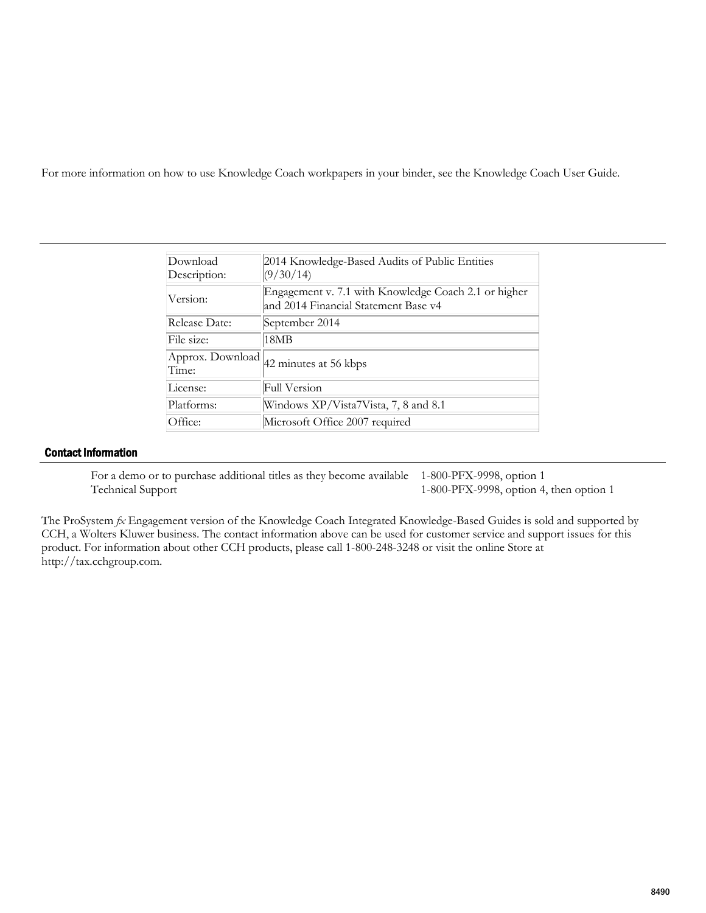For more information on how to use Knowledge Coach workpapers in your binder, see the Knowledge Coach User Guide.

| | |
|---|---|
| Download Description: | 2014 Knowledge-Based Audits of Public Entities (9/30/14) |
| Version: | Engagement v. 7.1 with Knowledge Coach 2.1 or higher and 2014 Financial Statement Base v4 |
| Release Date: | September 2014 |
| File size: | 18MB |
| Approx. Download Time: | 42 minutes at 56 kbps |
| License: | Full Version |
| Platforms: | Windows XP/Vista7Vista, 7, 8 and 8.1 |
| Office: | Microsoft Office 2007 required |

## Contact Information

| | |
|---|---|
| For a demo or to purchase additional titles as they become available | 1-800-PFX-9998, option 1 |
| Technical Support | 1-800-PFX-9998, option 4, then option 1 |

The ProSystem *fx* Engagement version of the Knowledge Coach Integrated Knowledge-Based Guides is sold and supported by CCH, a Wolters Kluwer business. The contact information above can be used for customer service and support issues for this product. For information about other CCH products, please call 1-800-248-3248 or visit the online Store at http://tax.cchgroup.com.

8490